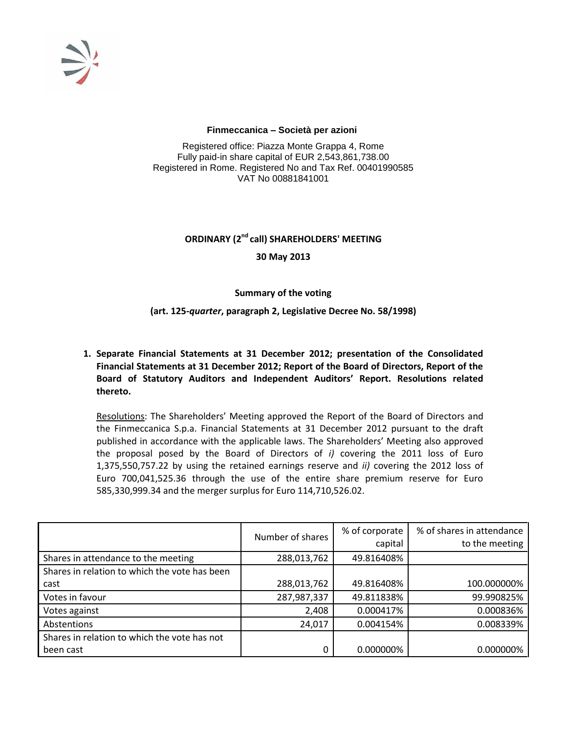**Finmeccanica – Società per azioni**

Registered office: Piazza Monte Grappa 4, Rome
Fully paid-in share capital of EUR 2,543,861,738.00
Registered in Rome. Registered No and Tax Ref. 00401990585
VAT No 00881841001

## ORDINARY (2nd call) SHAREHOLDERS' MEETING

## 30 May 2013

### Summary of the voting

### (art. 125-*quarter*, paragraph 2, Legislative Decree No. 58/1998)

1. **Separate Financial Statements at 31 December 2012; presentation of the Consolidated Financial Statements at 31 December 2012; Report of the Board of Directors, Report of the Board of Statutory Auditors and Independent Auditors' Report. Resolutions related thereto.**

   Resolutions: The Shareholders' Meeting approved the Report of the Board of Directors and the Finmeccanica S.p.a. Financial Statements at 31 December 2012 pursuant to the draft published in accordance with the applicable laws. The Shareholders' Meeting also approved the proposal posed by the Board of Directors of *i)* covering the 2011 loss of Euro 1,375,550,757.22 by using the retained earnings reserve and *ii)* covering the 2012 loss of Euro 700,041,525.36 through the use of the entire share premium reserve for Euro 585,330,999.34 and the merger surplus for Euro 114,710,526.02.

| | Number of shares | % of corporate capital | % of shares in attendance to the meeting |
|---|---|---|---|
| Shares in attendance to the meeting | 288,013,762 | 49.816408% | |
| Shares in relation to which the vote has been cast | 288,013,762 | 49.816408% | 100.000000% |
| Votes in favour | 287,987,337 | 49.811838% | 99.990825% |
| Votes against | 2,408 | 0.000417% | 0.000836% |
| Abstentions | 24,017 | 0.004154% | 0.008339% |
| Shares in relation to which the vote has not been cast | 0 | 0.000000% | 0.000000% |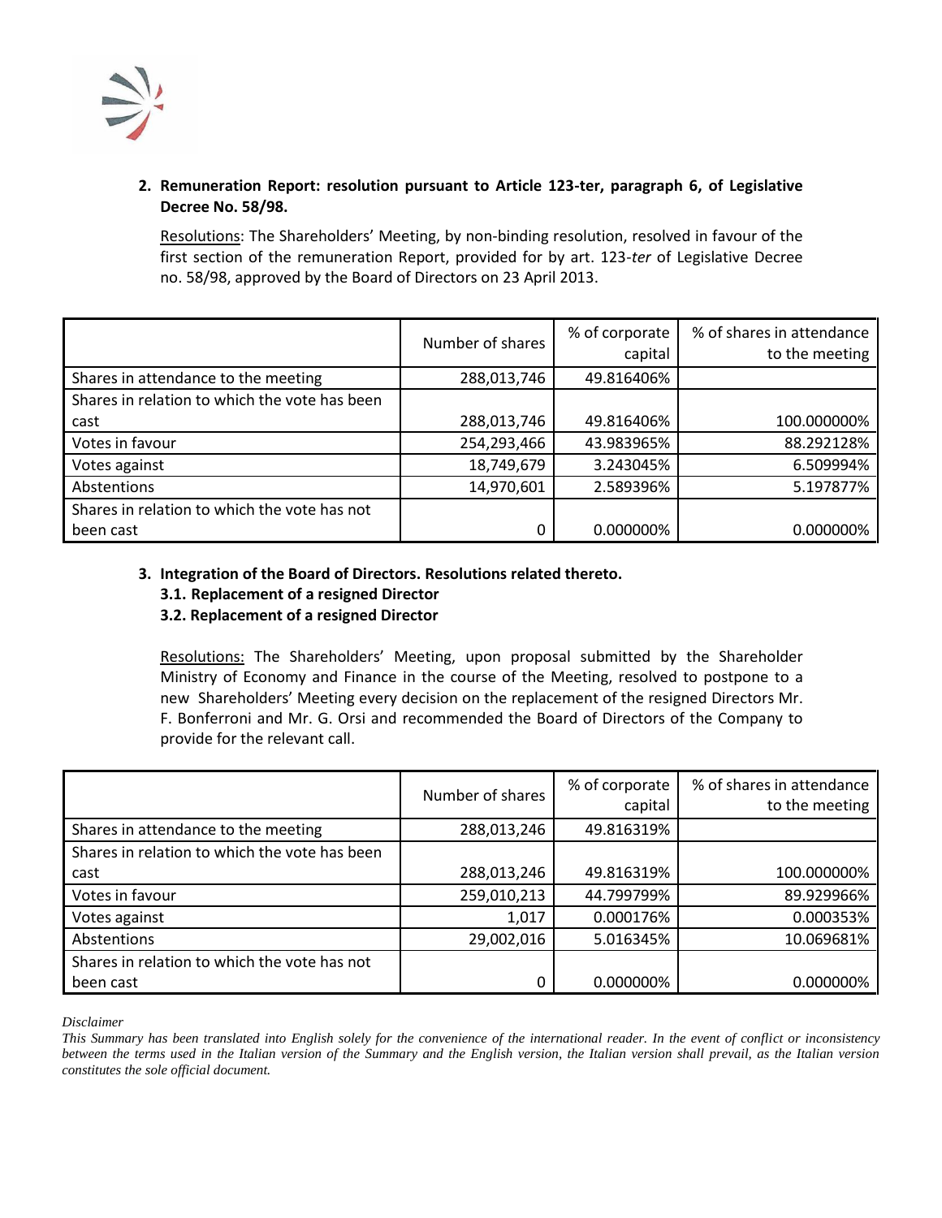2. **Remuneration Report: resolution pursuant to Article 123-ter, paragraph 6, of Legislative Decree No. 58/98.**

   Resolutions: The Shareholders' Meeting, by non-binding resolution, resolved in favour of the first section of the remuneration Report, provided for by art. 123-*ter* of Legislative Decree no. 58/98, approved by the Board of Directors on 23 April 2013.

| | Number of shares | % of corporate capital | % of shares in attendance to the meeting |
|---|---|---|---|
| Shares in attendance to the meeting | 288,013,746 | 49.816406% | |
| Shares in relation to which the vote has been cast | 288,013,746 | 49.816406% | 100.000000% |
| Votes in favour | 254,293,466 | 43.983965% | 88.292128% |
| Votes against | 18,749,679 | 3.243045% | 6.509994% |
| Abstentions | 14,970,601 | 2.589396% | 5.197877% |
| Shares in relation to which the vote has not been cast | 0 | 0.000000% | 0.000000% |

3. **Integration of the Board of Directors. Resolutions related thereto.**
   **3.1. Replacement of a resigned Director**
   **3.2. Replacement of a resigned Director**

   Resolutions: The Shareholders' Meeting, upon proposal submitted by the Shareholder Ministry of Economy and Finance in the course of the Meeting, resolved to postpone to a new Shareholders' Meeting every decision on the replacement of the resigned Directors Mr. F. Bonferroni and Mr. G. Orsi and recommended the Board of Directors of the Company to provide for the relevant call.

| | Number of shares | % of corporate capital | % of shares in attendance to the meeting |
|---|---|---|---|
| Shares in attendance to the meeting | 288,013,246 | 49.816319% | |
| Shares in relation to which the vote has been cast | 288,013,246 | 49.816319% | 100.000000% |
| Votes in favour | 259,010,213 | 44.799799% | 89.929966% |
| Votes against | 1,017 | 0.000176% | 0.000353% |
| Abstentions | 29,002,016 | 5.016345% | 10.069681% |
| Shares in relation to which the vote has not been cast | 0 | 0.000000% | 0.000000% |

*Disclaimer*

*This Summary has been translated into English solely for the convenience of the international reader. In the event of conflict or inconsistency between the terms used in the Italian version of the Summary and the English version, the Italian version shall prevail, as the Italian version constitutes the sole official document.*